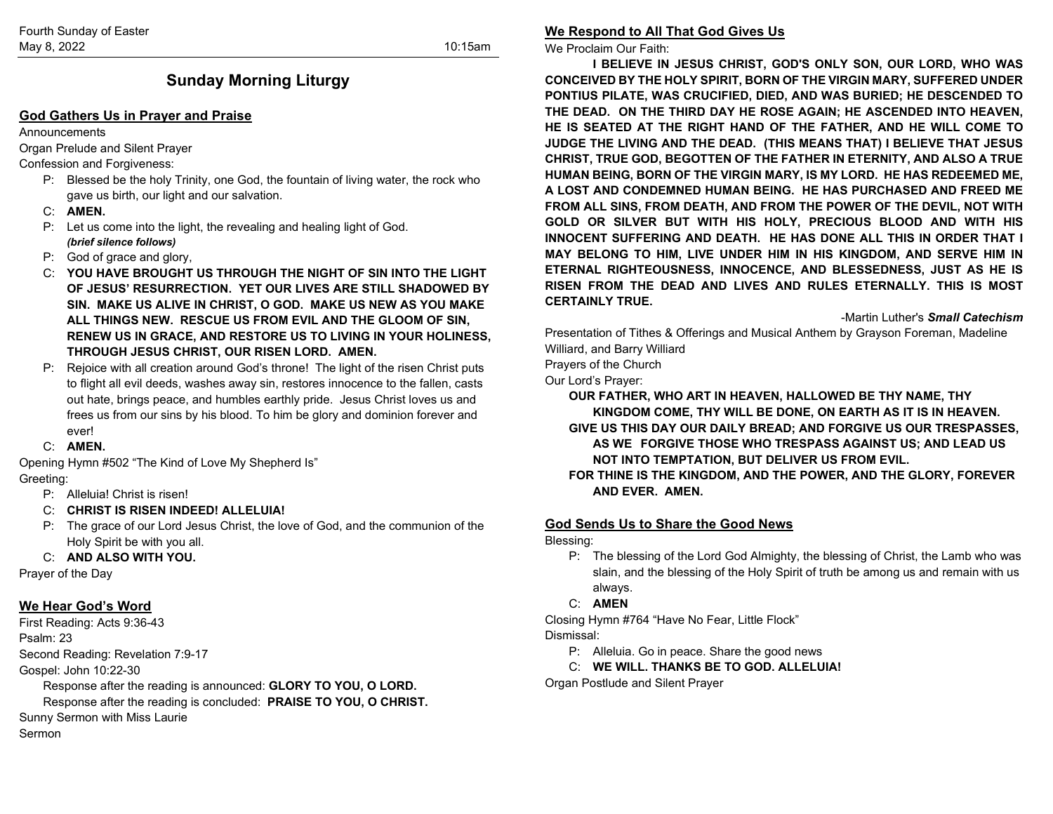Fourth Sunday of Easter
May 8, 2022 10:15am

# Sunday Morning Liturgy

## God Gathers Us in Prayer and Praise

Announcements
Organ Prelude and Silent Prayer
Confession and Forgiveness:

- P: Blessed be the holy Trinity, one God, the fountain of living water, the rock who gave us birth, our light and our salvation.
- C: **AMEN.**
- P: Let us come into the light, the revealing and healing light of God.
  ***(brief silence follows)***
- P: God of grace and glory,
- C: **YOU HAVE BROUGHT US THROUGH THE NIGHT OF SIN INTO THE LIGHT OF JESUS' RESURRECTION. YET OUR LIVES ARE STILL SHADOWED BY SIN. MAKE US ALIVE IN CHRIST, O GOD. MAKE US NEW AS YOU MAKE ALL THINGS NEW. RESCUE US FROM EVIL AND THE GLOOM OF SIN, RENEW US IN GRACE, AND RESTORE US TO LIVING IN YOUR HOLINESS, THROUGH JESUS CHRIST, OUR RISEN LORD. AMEN.**
- P: Rejoice with all creation around God's throne! The light of the risen Christ puts to flight all evil deeds, washes away sin, restores innocence to the fallen, casts out hate, brings peace, and humbles earthly pride. Jesus Christ loves us and frees us from our sins by his blood. To him be glory and dominion forever and ever!
- C: **AMEN.**

Opening Hymn #502 "The Kind of Love My Shepherd Is"
Greeting:

- P: Alleluia! Christ is risen!
- C: **CHRIST IS RISEN INDEED! ALLELUIA!**
- P: The grace of our Lord Jesus Christ, the love of God, and the communion of the Holy Spirit be with you all.
- C: **AND ALSO WITH YOU.**

Prayer of the Day

## We Hear God's Word

First Reading: Acts 9:36-43
Psalm: 23
Second Reading: Revelation 7:9-17
Gospel: John 10:22-30

Response after the reading is announced: **GLORY TO YOU, O LORD.**
Response after the reading is concluded: **PRAISE TO YOU, O CHRIST.**

Sunny Sermon with Miss Laurie
Sermon

## We Respond to All That God Gives Us

We Proclaim Our Faith:

**I BELIEVE IN JESUS CHRIST, GOD'S ONLY SON, OUR LORD, WHO WAS CONCEIVED BY THE HOLY SPIRIT, BORN OF THE VIRGIN MARY, SUFFERED UNDER PONTIUS PILATE, WAS CRUCIFIED, DIED, AND WAS BURIED; HE DESCENDED TO THE DEAD. ON THE THIRD DAY HE ROSE AGAIN; HE ASCENDED INTO HEAVEN, HE IS SEATED AT THE RIGHT HAND OF THE FATHER, AND HE WILL COME TO JUDGE THE LIVING AND THE DEAD. (THIS MEANS THAT) I BELIEVE THAT JESUS CHRIST, TRUE GOD, BEGOTTEN OF THE FATHER IN ETERNITY, AND ALSO A TRUE HUMAN BEING, BORN OF THE VIRGIN MARY, IS MY LORD. HE HAS REDEEMED ME, A LOST AND CONDEMNED HUMAN BEING. HE HAS PURCHASED AND FREED ME FROM ALL SINS, FROM DEATH, AND FROM THE POWER OF THE DEVIL, NOT WITH GOLD OR SILVER BUT WITH HIS HOLY, PRECIOUS BLOOD AND WITH HIS INNOCENT SUFFERING AND DEATH. HE HAS DONE ALL THIS IN ORDER THAT I MAY BELONG TO HIM, LIVE UNDER HIM IN HIS KINGDOM, AND SERVE HIM IN ETERNAL RIGHTEOUSNESS, INNOCENCE, AND BLESSEDNESS, JUST AS HE IS RISEN FROM THE DEAD AND LIVES AND RULES ETERNALLY. THIS IS MOST CERTAINLY TRUE.**

-Martin Luther's ***Small Catechism***

Presentation of Tithes & Offerings and Musical Anthem by Grayson Foreman, Madeline Williard, and Barry Williard
Prayers of the Church
Our Lord's Prayer:

**OUR FATHER, WHO ART IN HEAVEN, HALLOWED BE THY NAME, THY KINGDOM COME, THY WILL BE DONE, ON EARTH AS IT IS IN HEAVEN.**
**GIVE US THIS DAY OUR DAILY BREAD; AND FORGIVE US OUR TRESPASSES, AS WE FORGIVE THOSE WHO TRESPASS AGAINST US; AND LEAD US NOT INTO TEMPTATION, BUT DELIVER US FROM EVIL.**
**FOR THINE IS THE KINGDOM, AND THE POWER, AND THE GLORY, FOREVER AND EVER. AMEN.**

## God Sends Us to Share the Good News

Blessing:

- P: The blessing of the Lord God Almighty, the blessing of Christ, the Lamb who was slain, and the blessing of the Holy Spirit of truth be among us and remain with us always.
- C: **AMEN**

Closing Hymn #764 "Have No Fear, Little Flock"
Dismissal:

- P: Alleluia. Go in peace. Share the good news
- C: **WE WILL. THANKS BE TO GOD. ALLELUIA!**

Organ Postlude and Silent Prayer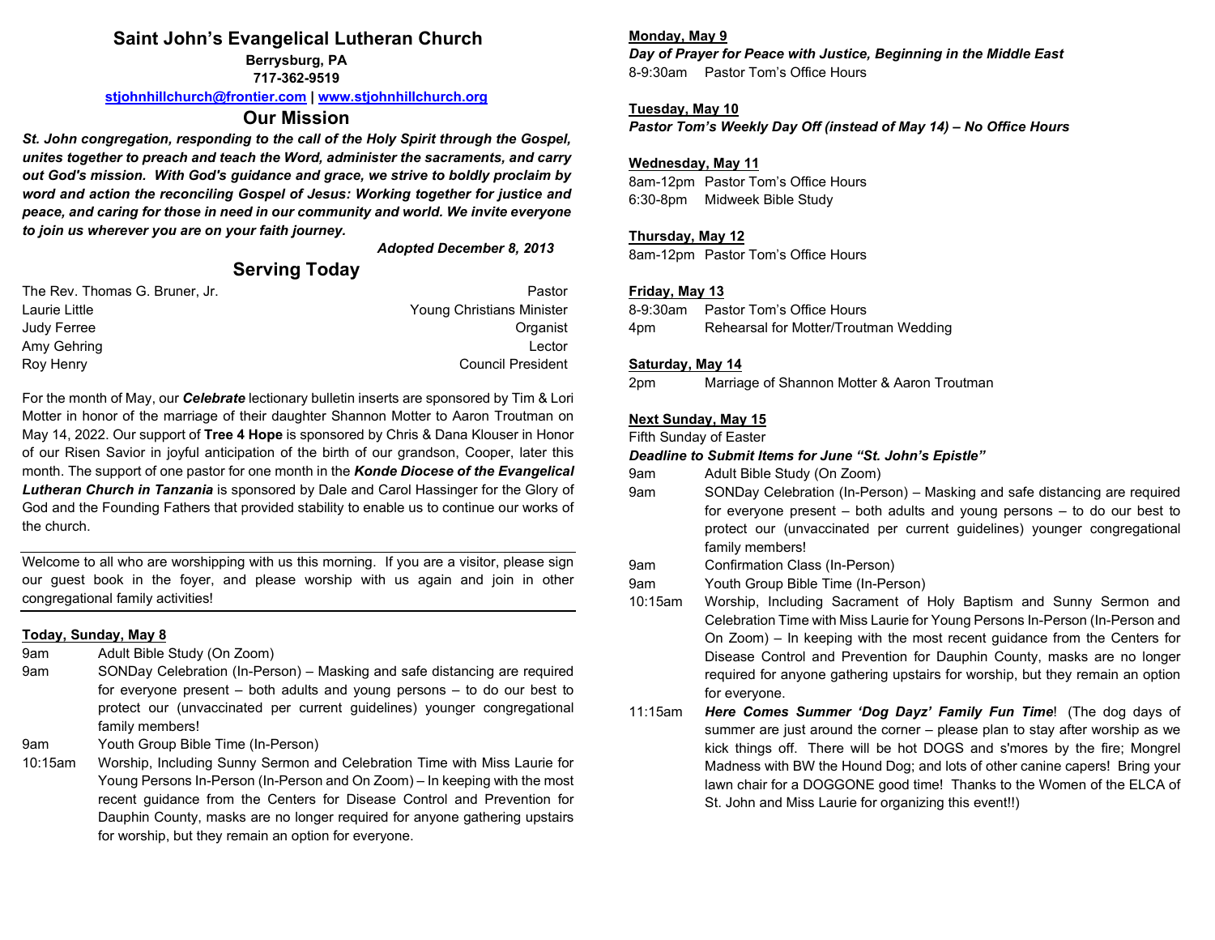# Saint John's Evangelical Lutheran Church

**Berrysburg, PA**
**717-362-9519**
**stjohnhillchurch@frontier.com | www.stjohnhillchurch.org**

## Our Mission

***St. John congregation, responding to the call of the Holy Spirit through the Gospel, unites together to preach and teach the Word, administer the sacraments, and carry out God's mission. With God's guidance and grace, we strive to boldly proclaim by word and action the reconciling Gospel of Jesus: Working together for justice and peace, and caring for those in need in our community and world. We invite everyone to join us wherever you are on your faith journey.***

***Adopted December 8, 2013***

## Serving Today

| | |
|---|---|
| The Rev. Thomas G. Bruner, Jr. | Pastor |
| Laurie Little | Young Christians Minister |
| Judy Ferree | Organist |
| Amy Gehring | Lector |
| Roy Henry | Council President |

For the month of May, our ***Celebrate*** lectionary bulletin inserts are sponsored by Tim & Lori Motter in honor of the marriage of their daughter Shannon Motter to Aaron Troutman on May 14, 2022. Our support of **Tree 4 Hope** is sponsored by Chris & Dana Klouser in Honor of our Risen Savior in joyful anticipation of the birth of our grandson, Cooper, later this month. The support of one pastor for one month in the ***Konde Diocese of the Evangelical Lutheran Church in Tanzania*** is sponsored by Dale and Carol Hassinger for the Glory of God and the Founding Fathers that provided stability to enable us to continue our works of the church.

---

Welcome to all who are worshipping with us this morning. If you are a visitor, please sign our guest book in the foyer, and please worship with us again and join in other congregational family activities!

---

**Today, Sunday, May 8**

- 9am — Adult Bible Study (On Zoom)
- 9am — SONDay Celebration (In-Person) – Masking and safe distancing are required for everyone present – both adults and young persons – to do our best to protect our (unvaccinated per current guidelines) younger congregational family members!
- 9am — Youth Group Bible Time (In-Person)
- 10:15am — Worship, Including Sunny Sermon and Celebration Time with Miss Laurie for Young Persons In-Person (In-Person and On Zoom) – In keeping with the most recent guidance from the Centers for Disease Control and Prevention for Dauphin County, masks are no longer required for anyone gathering upstairs for worship, but they remain an option for everyone.

**Monday, May 9**

***Day of Prayer for Peace with Justice, Beginning in the Middle East***

- 8-9:30am — Pastor Tom's Office Hours

**Tuesday, May 10**

***Pastor Tom's Weekly Day Off (instead of May 14) – No Office Hours***

**Wednesday, May 11**

- 8am-12pm — Pastor Tom's Office Hours
- 6:30-8pm — Midweek Bible Study

**Thursday, May 12**

- 8am-12pm — Pastor Tom's Office Hours

**Friday, May 13**

- 8-9:30am — Pastor Tom's Office Hours
- 4pm — Rehearsal for Motter/Troutman Wedding

**Saturday, May 14**

- 2pm — Marriage of Shannon Motter & Aaron Troutman

**Next Sunday, May 15**

Fifth Sunday of Easter

***Deadline to Submit Items for June "St. John's Epistle"***

- 9am — Adult Bible Study (On Zoom)
- 9am — SONDay Celebration (In-Person) – Masking and safe distancing are required for everyone present – both adults and young persons – to do our best to protect our (unvaccinated per current guidelines) younger congregational family members!
- 9am — Confirmation Class (In-Person)
- 9am — Youth Group Bible Time (In-Person)
- 10:15am — Worship, Including Sacrament of Holy Baptism and Sunny Sermon and Celebration Time with Miss Laurie for Young Persons In-Person (In-Person and On Zoom) – In keeping with the most recent guidance from the Centers for Disease Control and Prevention for Dauphin County, masks are no longer required for anyone gathering upstairs for worship, but they remain an option for everyone.
- 11:15am — ***Here Comes Summer 'Dog Dayz' Family Fun Time***! (The dog days of summer are just around the corner – please plan to stay after worship as we kick things off. There will be hot DOGS and s'mores by the fire; Mongrel Madness with BW the Hound Dog; and lots of other canine capers! Bring your lawn chair for a DOGGONE good time! Thanks to the Women of the ELCA of St. John and Miss Laurie for organizing this event!!)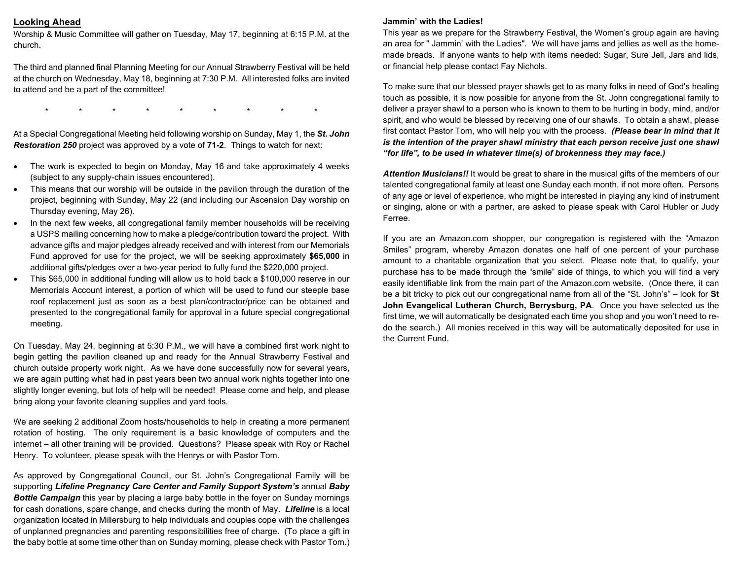## Looking Ahead

Worship & Music Committee will gather on Tuesday, May 17, beginning at 6:15 P.M. at the church.

The third and planned final Planning Meeting for our Annual Strawberry Festival will be held at the church on Wednesday, May 18, beginning at 7:30 P.M. All interested folks are invited to attend and be a part of the committee!

\* \* \* \* \* \* \* \* \*

At a Special Congregational Meeting held following worship on Sunday, May 1, the ***St. John Restoration 250*** project was approved by a vote of **71-2**. Things to watch for next:

- The work is expected to begin on Monday, May 16 and take approximately 4 weeks (subject to any supply-chain issues encountered).
- This means that our worship will be outside in the pavilion through the duration of the project, beginning with Sunday, May 22 (and including our Ascension Day worship on Thursday evening, May 26).
- In the next few weeks, all congregational family member households will be receiving a USPS mailing concerning how to make a pledge/contribution toward the project. With advance gifts and major pledges already received and with interest from our Memorials Fund approved for use for the project, we will be seeking approximately **$65,000** in additional gifts/pledges over a two-year period to fully fund the $220,000 project.
- This $65,000 in additional funding will allow us to hold back a $100,000 reserve in our Memorials Account interest, a portion of which will be used to fund our steeple base roof replacement just as soon as a best plan/contractor/price can be obtained and presented to the congregational family for approval in a future special congregational meeting.

On Tuesday, May 24, beginning at 5:30 P.M., we will have a combined first work night to begin getting the pavilion cleaned up and ready for the Annual Strawberry Festival and church outside property work night. As we have done successfully now for several years, we are again putting what had in past years been two annual work nights together into one slightly longer evening, but lots of help will be needed! Please come and help, and please bring along your favorite cleaning supplies and yard tools.

We are seeking 2 additional Zoom hosts/households to help in creating a more permanent rotation of hosting. The only requirement is a basic knowledge of computers and the internet – all other training will be provided. Questions? Please speak with Roy or Rachel Henry. To volunteer, please speak with the Henrys or with Pastor Tom.

As approved by Congregational Council, our St. John's Congregational Family will be supporting ***Lifeline Pregnancy Care Center and Family Support System's*** annual ***Baby Bottle Campaign*** this year by placing a large baby bottle in the foyer on Sunday mornings for cash donations, spare change, and checks during the month of May. ***Lifeline*** is a local organization located in Millersburg to help individuals and couples cope with the challenges of unplanned pregnancies and parenting responsibilities free of charge**.** (To place a gift in the baby bottle at some time other than on Sunday morning, please check with Pastor Tom.)

**Jammin' with the Ladies!**

This year as we prepare for the Strawberry Festival, the Women's group again are having an area for " Jammin' with the Ladies". We will have jams and jellies as well as the home-made breads. If anyone wants to help with items needed: Sugar, Sure Jell, Jars and lids, or financial help please contact Fay Nichols.

To make sure that our blessed prayer shawls get to as many folks in need of God's healing touch as possible, it is now possible for anyone from the St. John congregational family to deliver a prayer shawl to a person who is known to them to be hurting in body, mind, and/or spirit, and who would be blessed by receiving one of our shawls. To obtain a shawl, please first contact Pastor Tom, who will help you with the process. ***(Please bear in mind that it is the intention of the prayer shawl ministry that each person receive just one shawl "for life", to be used in whatever time(s) of brokenness they may face.)***

***Attention Musicians!!*** It would be great to share in the musical gifts of the members of our talented congregational family at least one Sunday each month, if not more often. Persons of any age or level of experience, who might be interested in playing any kind of instrument or singing, alone or with a partner, are asked to please speak with Carol Hubler or Judy Ferree.

If you are an Amazon.com shopper, our congregation is registered with the "Amazon Smiles" program, whereby Amazon donates one half of one percent of your purchase amount to a charitable organization that you select. Please note that, to qualify, your purchase has to be made through the "smile" side of things, to which you will find a very easily identifiable link from the main part of the Amazon.com website. (Once there, it can be a bit tricky to pick out our congregational name from all of the "St. John's" – look for **St John Evangelical Lutheran Church, Berrysburg, PA**. Once you have selected us the first time, we will automatically be designated each time you shop and you won't need to re-do the search.) All monies received in this way will be automatically deposited for use in the Current Fund.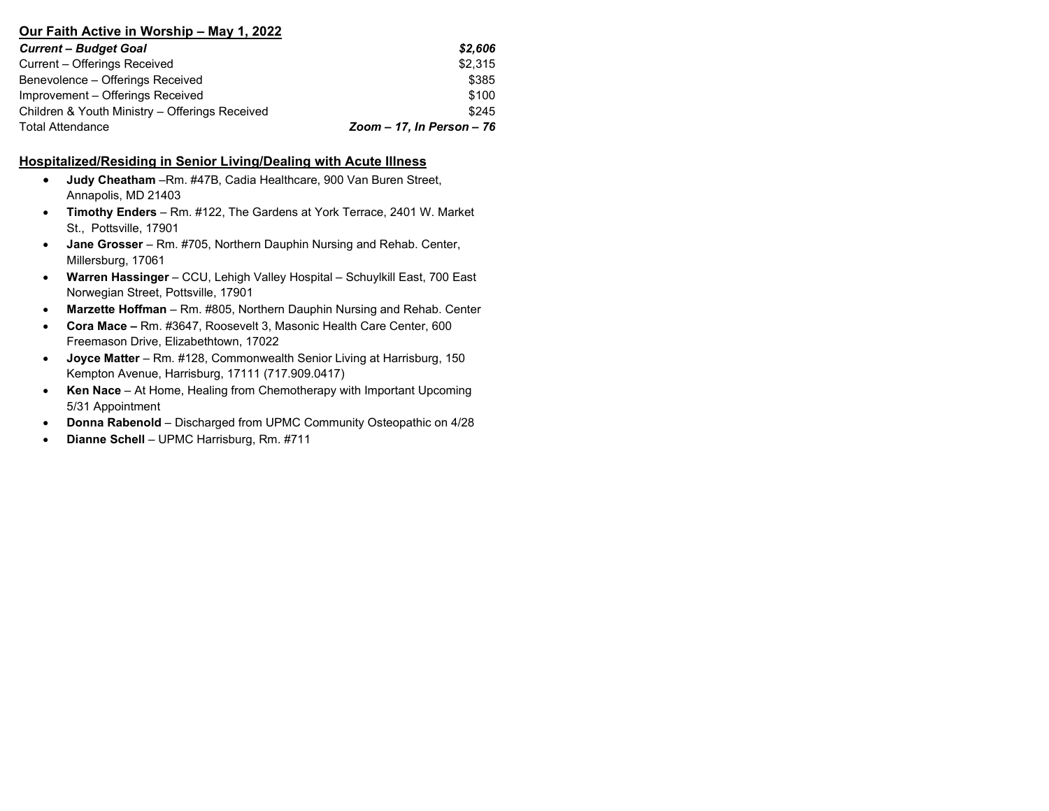**Our Faith Active in Worship – May 1, 2022**

| | |
|---|---|
| ***Current – Budget Goal*** | ***$2,606*** |
| Current – Offerings Received | $2,315 |
| Benevolence – Offerings Received | $385 |
| Improvement – Offerings Received | $100 |
| Children & Youth Ministry – Offerings Received | $245 |
| Total Attendance | ***Zoom – 17, In Person – 76*** |

**Hospitalized/Residing in Senior Living/Dealing with Acute Illness**

- **Judy Cheatham** –Rm. #47B, Cadia Healthcare, 900 Van Buren Street, Annapolis, MD 21403
- **Timothy Enders** – Rm. #122, The Gardens at York Terrace, 2401 W. Market St., Pottsville, 17901
- **Jane Grosser** – Rm. #705, Northern Dauphin Nursing and Rehab. Center, Millersburg, 17061
- **Warren Hassinger** – CCU, Lehigh Valley Hospital – Schuylkill East, 700 East Norwegian Street, Pottsville, 17901
- **Marzette Hoffman** – Rm. #805, Northern Dauphin Nursing and Rehab. Center
- **Cora Mace –** Rm. #3647, Roosevelt 3, Masonic Health Care Center, 600 Freemason Drive, Elizabethtown, 17022
- **Joyce Matter** – Rm. #128, Commonwealth Senior Living at Harrisburg, 150 Kempton Avenue, Harrisburg, 17111 (717.909.0417)
- **Ken Nace** – At Home, Healing from Chemotherapy with Important Upcoming 5/31 Appointment
- **Donna Rabenold** – Discharged from UPMC Community Osteopathic on 4/28
- **Dianne Schell** – UPMC Harrisburg, Rm. #711